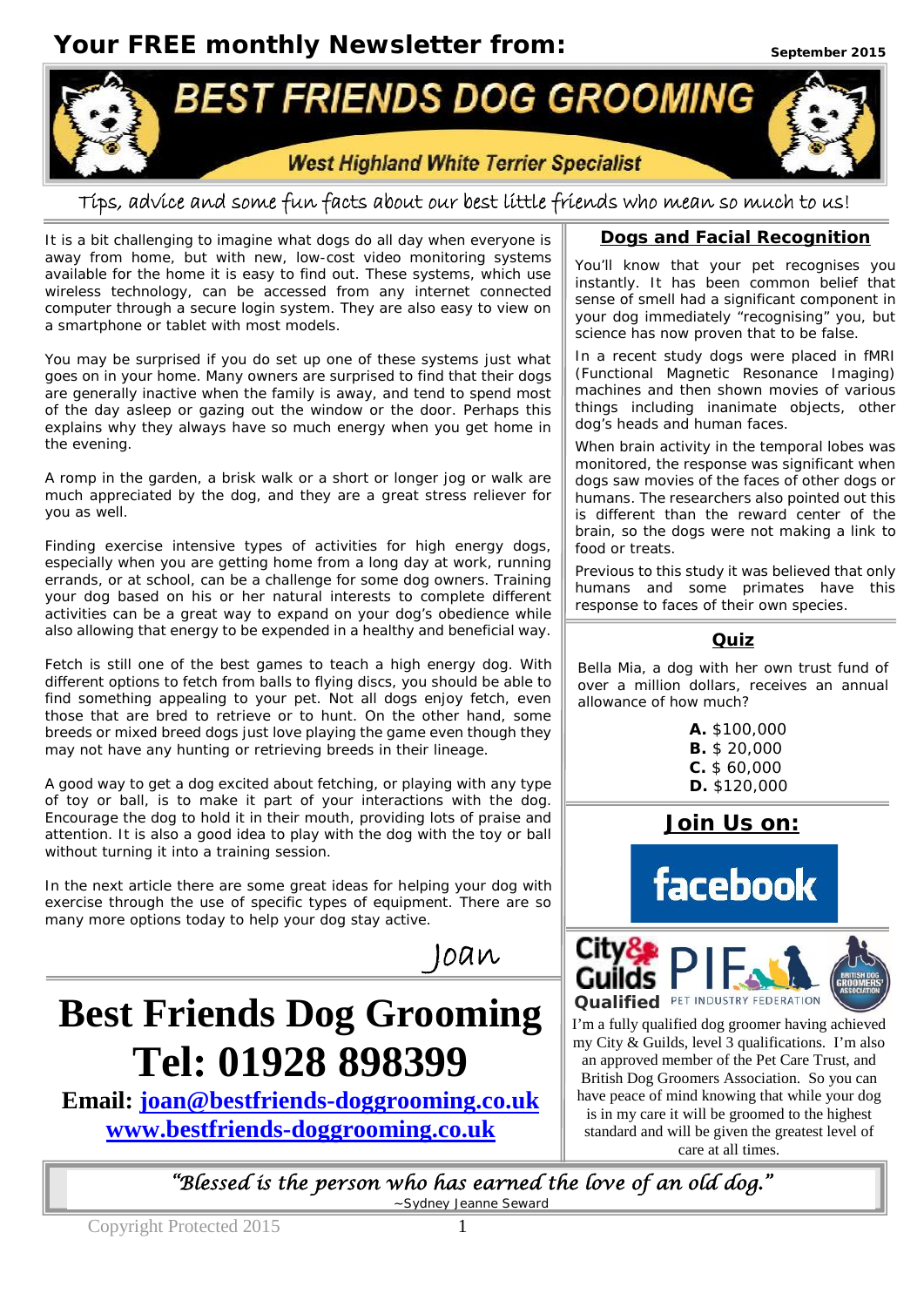# Your FREE monthly Newsletter from:

September 2015

# BEST FRIENDS DOG GROOMING

West Highland White Terrier Specialist

*Tips, advice and some fun facts about our best little friends who mean so much to us!*

It is a bit challenging to imagine what dogs do all day when everyone is away from home, but with new, low-cost video monitoring systems available for the home it is easy to find out. These systems, which use wireless technology, can be accessed from any internet connected computer through a secure login system. They are also easy to view on a smartphone or tablet with most models.

You may be surprised if you do set up one of these systems just what goes on in your home. Many owners are surprised to find that their dogs are generally inactive when the family is away, and tend to spend most of the day asleep or gazing out the window or the door. Perhaps this explains why they always have so much energy when you get home in the evening.

A romp in the garden, a brisk walk or a short or longer jog or walk are much appreciated by the dog, and they are a great stress reliever for you as well.

Finding exercise intensive types of activities for high energy dogs, especially when you are getting home from a long day at work, running errands, or at school, can be a challenge for some dog owners. Training your dog based on his or her natural interests to complete different activities can be a great way to expand on your dog's obedience while also allowing that energy to be expended in a healthy and beneficial way.

Fetch is still one of the best games to teach a high energy dog. With different options to fetch from balls to flying discs, you should be able to find something appealing to your pet. Not all dogs enjoy fetch, even those that are bred to retrieve or to hunt. On the other hand, some breeds or mixed breed dogs just love playing the game even though they may not have any hunting or retrieving breeds in their lineage.

A good way to get a dog excited about fetching, or playing with any type of toy or ball, is to make it part of your interactions with the dog. Encourage the dog to hold it in their mouth, providing lots of praise and attention. It is also a good idea to play with the dog with the toy or ball without turning it into a training session.

In the next article there are some great ideas for helping your dog with exercise through the use of specific types of equipment. There are so many more options today to help your dog stay active.

*Joan*

# Best Friends Dog Grooming

# Tel: 01928 898399

**Email: joan@bestfriends-doggrooming.co.uk**
**www.bestfriends-doggrooming.co.uk**

## Dogs and Facial Recognition

You'll know that your pet recognises you instantly. It has been common belief that sense of smell had a significant component in your dog immediately "recognising" you, but science has now proven that to be false.

In a recent study dogs were placed in fMRI (Functional Magnetic Resonance Imaging) machines and then shown movies of various things including inanimate objects, other dog's heads and human faces.

When brain activity in the temporal lobes was monitored, the response was significant when dogs saw movies of the faces of other dogs or humans. The researchers also pointed out this is different than the reward center of the brain, so the dogs were not making a link to food or treats.

Previous to this study it was believed that only humans and some primates have this response to faces of their own species.

## Quiz

Bella Mia, a dog with her own trust fund of over a million dollars, receives an annual allowance of how much?

**A.** $100,000
**B.** $ 20,000
**C.** $ 60,000
**D.** $120,000

## Join Us on:

facebook

City & Guilds Qualified | PIF Pet Industry Federation | British Dog Groomers' Association

I'm a fully qualified dog groomer having achieved my City & Guilds, level 3 qualifications. I'm also an approved member of the Pet Care Trust, and British Dog Groomers Association. So you can have peace of mind knowing that while your dog is in my care it will be groomed to the highest standard and will be given the greatest level of care at all times.

*"Blessed is the person who has earned the love of an old dog."*
~Sydney Jeanne Seward

Copyright Protected 2015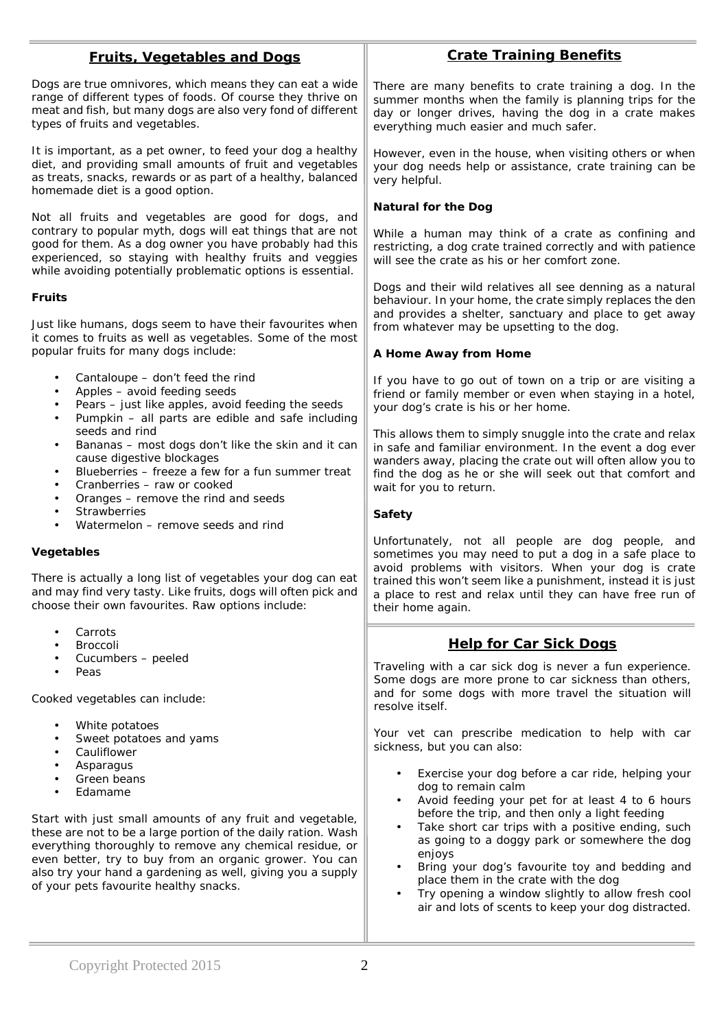## Fruits, Vegetables and Dogs

Dogs are true omnivores, which means they can eat a wide range of different types of foods. Of course they thrive on meat and fish, but many dogs are also very fond of different types of fruits and vegetables.

It is important, as a pet owner, to feed your dog a healthy diet, and providing small amounts of fruit and vegetables as treats, snacks, rewards or as part of a healthy, balanced homemade diet is a good option.

Not all fruits and vegetables are good for dogs, and contrary to popular myth, dogs will eat things that are not good for them. As a dog owner you have probably had this experienced, so staying with healthy fruits and veggies while avoiding potentially problematic options is essential.

**Fruits**

Just like humans, dogs seem to have their favourites when it comes to fruits as well as vegetables. Some of the most popular fruits for many dogs include:

- Cantaloupe – don't feed the rind
- Apples – avoid feeding seeds
- Pears – just like apples, avoid feeding the seeds
- Pumpkin – all parts are edible and safe including seeds and rind
- Bananas – most dogs don't like the skin and it can cause digestive blockages
- Blueberries – freeze a few for a fun summer treat
- Cranberries – raw or cooked
- Oranges – remove the rind and seeds
- Strawberries
- Watermelon – remove seeds and rind

**Vegetables**

There is actually a long list of vegetables your dog can eat and may find very tasty. Like fruits, dogs will often pick and choose their own favourites. Raw options include:

- Carrots
- Broccoli
- Cucumbers – peeled
- Peas

Cooked vegetables can include:

- White potatoes
- Sweet potatoes and yams
- Cauliflower
- Asparagus
- Green beans
- Edamame

Start with just small amounts of any fruit and vegetable, these are not to be a large portion of the daily ration. Wash everything thoroughly to remove any chemical residue, or even better, try to buy from an organic grower. You can also try your hand a gardening as well, giving you a supply of your pets favourite healthy snacks.

## Crate Training Benefits

There are many benefits to crate training a dog. In the summer months when the family is planning trips for the day or longer drives, having the dog in a crate makes everything much easier and much safer.

However, even in the house, when visiting others or when your dog needs help or assistance, crate training can be very helpful.

**Natural for the Dog**

While a human may think of a crate as confining and restricting, a dog crate trained correctly and with patience will see the crate as his or her comfort zone.

Dogs and their wild relatives all see denning as a natural behaviour. In your home, the crate simply replaces the den and provides a shelter, sanctuary and place to get away from whatever may be upsetting to the dog.

**A Home Away from Home**

If you have to go out of town on a trip or are visiting a friend or family member or even when staying in a hotel, your dog's crate is his or her home.

This allows them to simply snuggle into the crate and relax in safe and familiar environment. In the event a dog ever wanders away, placing the crate out will often allow you to find the dog as he or she will seek out that comfort and wait for you to return.

**Safety**

Unfortunately, not all people are dog people, and sometimes you may need to put a dog in a safe place to avoid problems with visitors. When your dog is crate trained this won't seem like a punishment, instead it is just a place to rest and relax until they can have free run of their home again.

## Help for Car Sick Dogs

Traveling with a car sick dog is never a fun experience. Some dogs are more prone to car sickness than others, and for some dogs with more travel the situation will resolve itself.

Your vet can prescribe medication to help with car sickness, but you can also:

- Exercise your dog before a car ride, helping your dog to remain calm
- Avoid feeding your pet for at least 4 to 6 hours before the trip, and then only a light feeding
- Take short car trips with a positive ending, such as going to a doggy park or somewhere the dog enjoys
- Bring your dog's favourite toy and bedding and place them in the crate with the dog
- Try opening a window slightly to allow fresh cool air and lots of scents to keep your dog distracted.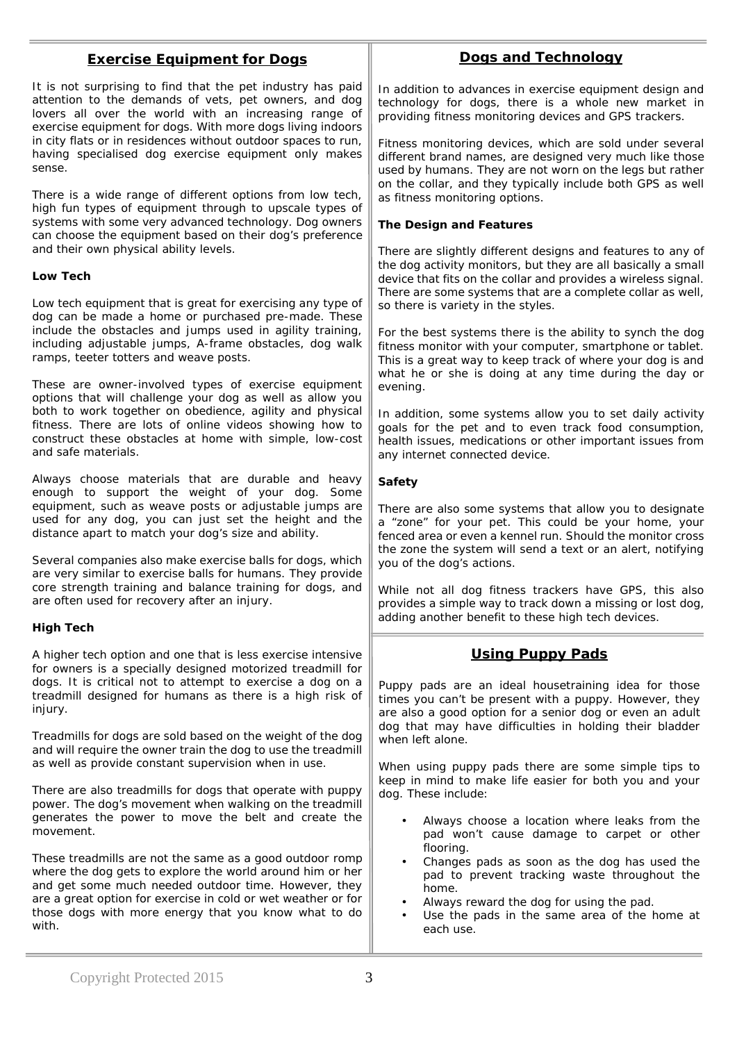## Exercise Equipment for Dogs

It is not surprising to find that the pet industry has paid attention to the demands of vets, pet owners, and dog lovers all over the world with an increasing range of exercise equipment for dogs. With more dogs living indoors in city flats or in residences without outdoor spaces to run, having specialised dog exercise equipment only makes sense.

There is a wide range of different options from low tech, high fun types of equipment through to upscale types of systems with some very advanced technology. Dog owners can choose the equipment based on their dog's preference and their own physical ability levels.

**Low Tech**

Low tech equipment that is great for exercising any type of dog can be made a home or purchased pre-made. These include the obstacles and jumps used in agility training, including adjustable jumps, A-frame obstacles, dog walk ramps, teeter totters and weave posts.

These are owner-involved types of exercise equipment options that will challenge your dog as well as allow you both to work together on obedience, agility and physical fitness. There are lots of online videos showing how to construct these obstacles at home with simple, low-cost and safe materials.

Always choose materials that are durable and heavy enough to support the weight of your dog. Some equipment, such as weave posts or adjustable jumps are used for any dog, you can just set the height and the distance apart to match your dog's size and ability.

Several companies also make exercise balls for dogs, which are very similar to exercise balls for humans. They provide core strength training and balance training for dogs, and are often used for recovery after an injury.

**High Tech**

A higher tech option and one that is less exercise intensive for owners is a specially designed motorized treadmill for dogs. It is critical not to attempt to exercise a dog on a treadmill designed for humans as there is a high risk of injury.

Treadmills for dogs are sold based on the weight of the dog and will require the owner train the dog to use the treadmill as well as provide constant supervision when in use.

There are also treadmills for dogs that operate with puppy power. The dog's movement when walking on the treadmill generates the power to move the belt and create the movement.

These treadmills are not the same as a good outdoor romp where the dog gets to explore the world around him or her and get some much needed outdoor time. However, they are a great option for exercise in cold or wet weather or for those dogs with more energy that you know what to do with.

## Dogs and Technology

In addition to advances in exercise equipment design and technology for dogs, there is a whole new market in providing fitness monitoring devices and GPS trackers.

Fitness monitoring devices, which are sold under several different brand names, are designed very much like those used by humans. They are not worn on the legs but rather on the collar, and they typically include both GPS as well as fitness monitoring options.

**The Design and Features**

There are slightly different designs and features to any of the dog activity monitors, but they are all basically a small device that fits on the collar and provides a wireless signal. There are some systems that are a complete collar as well, so there is variety in the styles.

For the best systems there is the ability to synch the dog fitness monitor with your computer, smartphone or tablet. This is a great way to keep track of where your dog is and what he or she is doing at any time during the day or evening.

In addition, some systems allow you to set daily activity goals for the pet and to even track food consumption, health issues, medications or other important issues from any internet connected device.

**Safety**

There are also some systems that allow you to designate a "zone" for your pet. This could be your home, your fenced area or even a kennel run. Should the monitor cross the zone the system will send a text or an alert, notifying you of the dog's actions.

While not all dog fitness trackers have GPS, this also provides a simple way to track down a missing or lost dog, adding another benefit to these high tech devices.

## Using Puppy Pads

Puppy pads are an ideal housetraining idea for those times you can't be present with a puppy. However, they are also a good option for a senior dog or even an adult dog that may have difficulties in holding their bladder when left alone.

When using puppy pads there are some simple tips to keep in mind to make life easier for both you and your dog. These include:

- Always choose a location where leaks from the pad won't cause damage to carpet or other flooring.
- Changes pads as soon as the dog has used the pad to prevent tracking waste throughout the home.
- Always reward the dog for using the pad.
- Use the pads in the same area of the home at each use.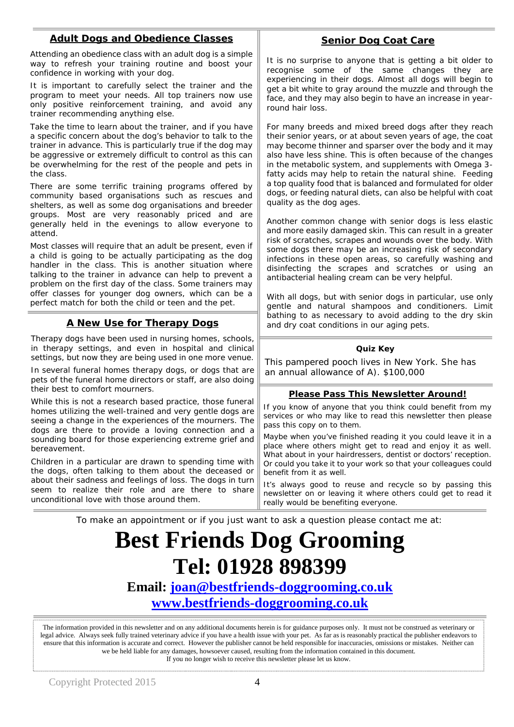## Adult Dogs and Obedience Classes

Attending an obedience class with an adult dog is a simple way to refresh your training routine and boost your confidence in working with your dog.

It is important to carefully select the trainer and the program to meet your needs. All top trainers now use only positive reinforcement training, and avoid any trainer recommending anything else.

Take the time to learn about the trainer, and if you have a specific concern about the dog's behavior to talk to the trainer in advance. This is particularly true if the dog may be aggressive or extremely difficult to control as this can be overwhelming for the rest of the people and pets in the class.

There are some terrific training programs offered by community based organisations such as rescues and shelters, as well as some dog organisations and breeder groups. Most are very reasonably priced and are generally held in the evenings to allow everyone to attend.

Most classes will require that an adult be present, even if a child is going to be actually participating as the dog handler in the class. This is another situation where talking to the trainer in advance can help to prevent a problem on the first day of the class. Some trainers may offer classes for younger dog owners, which can be a perfect match for both the child or teen and the pet.

## A New Use for Therapy Dogs

Therapy dogs have been used in nursing homes, schools, in therapy settings, and even in hospital and clinical settings, but now they are being used in one more venue.

In several funeral homes therapy dogs, or dogs that are pets of the funeral home directors or staff, are also doing their best to comfort mourners.

While this is not a research based practice, those funeral homes utilizing the well-trained and very gentle dogs are seeing a change in the experiences of the mourners. The dogs are there to provide a loving connection and a sounding board for those experiencing extreme grief and bereavement.

Children in a particular are drawn to spending time with the dogs, often talking to them about the deceased or about their sadness and feelings of loss. The dogs in turn seem to realize their role and are there to share unconditional love with those around them.

## Senior Dog Coat Care

It is no surprise to anyone that is getting a bit older to recognise some of the same changes they are experiencing in their dogs. Almost all dogs will begin to get a bit white to gray around the muzzle and through the face, and they may also begin to have an increase in year-round hair loss.

For many breeds and mixed breed dogs after they reach their senior years, or at about seven years of age, the coat may become thinner and sparser over the body and it may also have less shine. This is often because of the changes in the metabolic system, and supplements with Omega 3-fatty acids may help to retain the natural shine. Feeding a top quality food that is balanced and formulated for older dogs, or feeding natural diets, can also be helpful with coat quality as the dog ages.

Another common change with senior dogs is less elastic and more easily damaged skin. This can result in a greater risk of scratches, scrapes and wounds over the body. With some dogs there may be an increasing risk of secondary infections in these open areas, so carefully washing and disinfecting the scrapes and scratches or using an antibacterial healing cream can be very helpful.

With all dogs, but with senior dogs in particular, use only gentle and natural shampoos and conditioners. Limit bathing to as necessary to avoid adding to the dry skin and dry coat conditions in our aging pets.

**Quiz Key**

This pampered pooch lives in New York. She has an annual allowance of A). $100,000

## Please Pass This Newsletter Around!

If you know of anyone that you think could benefit from my services or who may like to read this newsletter then please pass this copy on to them.

Maybe when you've finished reading it you could leave it in a place where others might get to read and enjoy it as well. What about in your hairdressers, dentist or doctors' reception. Or could you take it to your work so that your colleagues could benefit from it as well.

It's always good to reuse and recycle so by passing this newsletter on or leaving it where others could get to read it really would be benefiting everyone.

To make an appointment or if you just want to ask a question please contact me at:

# Best Friends Dog Grooming

# Tel: 01928 898399

**Email: joan@bestfriends-doggrooming.co.uk**

**www.bestfriends-doggrooming.co.uk**

The information provided in this newsletter and on any additional documents herein is for guidance purposes only. It must not be construed as veterinary or legal advice. Always seek fully trained veterinary advice if you have a health issue with your pet. As far as is reasonably practical the publisher endeavors to ensure that this information is accurate and correct. However the publisher cannot be held responsible for inaccuracies, omissions or mistakes. Neither can we be held liable for any damages, howsoever caused, resulting from the information contained in this document.
If you no longer wish to receive this newsletter please let us know.

Copyright Protected 2015